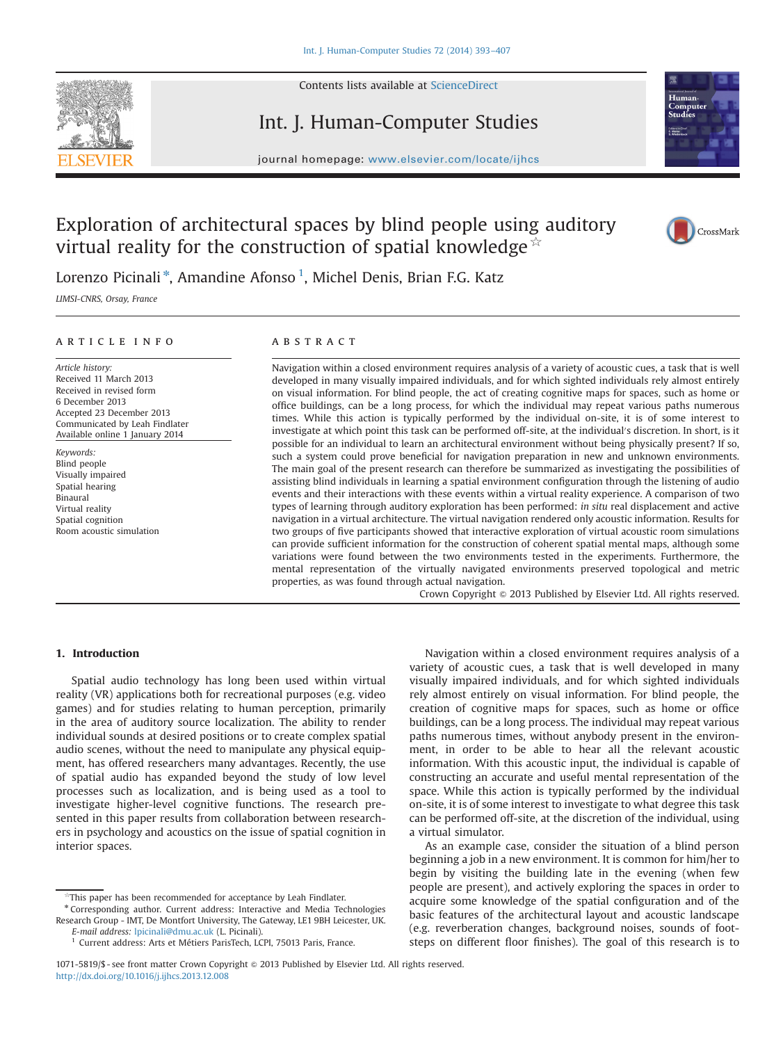# Exploration of architectural spaces by blind people using auditory virtual reality for the construction of spatial knowledge ☆

Lorenzo Picinali *, Amandine Afonso [1], Michel Denis, Brian F.G. Katz

*LIMSI-CNRS, Orsay, France*

## ARTICLE INFO

*Article history:*
Received 11 March 2013
Received in revised form
6 December 2013
Accepted 23 December 2013
Communicated by Leah Findlater
Available online 1 January 2014

*Keywords:*
Blind people
Visually impaired
Spatial hearing
Binaural
Virtual reality
Spatial cognition
Room acoustic simulation

## ABSTRACT

Navigation within a closed environment requires analysis of a variety of acoustic cues, a task that is well developed in many visually impaired individuals, and for which sighted individuals rely almost entirely on visual information. For blind people, the act of creating cognitive maps for spaces, such as home or office buildings, can be a long process, for which the individual may repeat various paths numerous times. While this action is typically performed by the individual on-site, it is of some interest to investigate at which point this task can be performed off-site, at the individual's discretion. In short, is it possible for an individual to learn an architectural environment without being physically present? If so, such a system could prove beneficial for navigation preparation in new and unknown environments. The main goal of the present research can therefore be summarized as investigating the possibilities of assisting blind individuals in learning a spatial environment configuration through the listening of audio events and their interactions with these events within a virtual reality experience. A comparison of two types of learning through auditory exploration has been performed: *in situ* real displacement and active navigation in a virtual architecture. The virtual navigation rendered only acoustic information. Results for two groups of five participants showed that interactive exploration of virtual acoustic room simulations can provide sufficient information for the construction of coherent spatial mental maps, although some variations were found between the two environments tested in the experiments. Furthermore, the mental representation of the virtually navigated environments preserved topological and metric properties, as was found through actual navigation.

Crown Copyright © 2013 Published by Elsevier Ltd. All rights reserved.

## 1. Introduction

Spatial audio technology has long been used within virtual reality (VR) applications both for recreational purposes (e.g. video games) and for studies relating to human perception, primarily in the area of auditory source localization. The ability to render individual sounds at desired positions or to create complex spatial audio scenes, without the need to manipulate any physical equipment, has offered researchers many advantages. Recently, the use of spatial audio has expanded beyond the study of low level processes such as localization, and is being used as a tool to investigate higher-level cognitive functions. The research presented in this paper results from collaboration between researchers in psychology and acoustics on the issue of spatial cognition in interior spaces.

Navigation within a closed environment requires analysis of a variety of acoustic cues, a task that is well developed in many visually impaired individuals, and for which sighted individuals rely almost entirely on visual information. For blind people, the creation of cognitive maps for spaces, such as home or office buildings, can be a long process. The individual may repeat various paths numerous times, without anybody present in the environment, in order to be able to hear all the relevant acoustic information. With this acoustic input, the individual is capable of constructing an accurate and useful mental representation of the space. While this action is typically performed by the individual on-site, it is of some interest to investigate to what degree this task can be performed off-site, at the discretion of the individual, using a virtual simulator.

As an example case, consider the situation of a blind person beginning a job in a new environment. It is common for him/her to begin by visiting the building late in the evening (when few people are present), and actively exploring the spaces in order to acquire some knowledge of the spatial configuration and of the basic features of the architectural layout and acoustic landscape (e.g. reverberation changes, background noises, sounds of footsteps on different floor finishes). The goal of this research is to

☆This paper has been recommended for acceptance by Leah Findlater.

* Corresponding author. Current address: Interactive and Media Technologies Research Group - IMT, De Montfort University, The Gateway, LE1 9BH Leicester, UK.
E-mail address: lpicinali@dmu.ac.uk (L. Picinali).

[1] Current address: Arts et Métiers ParisTech, LCPI, 75013 Paris, France.

1071-5819/$ - see front matter Crown Copyright © 2013 Published by Elsevier Ltd. All rights reserved.
http://dx.doi.org/10.1016/j.ijhcs.2013.12.008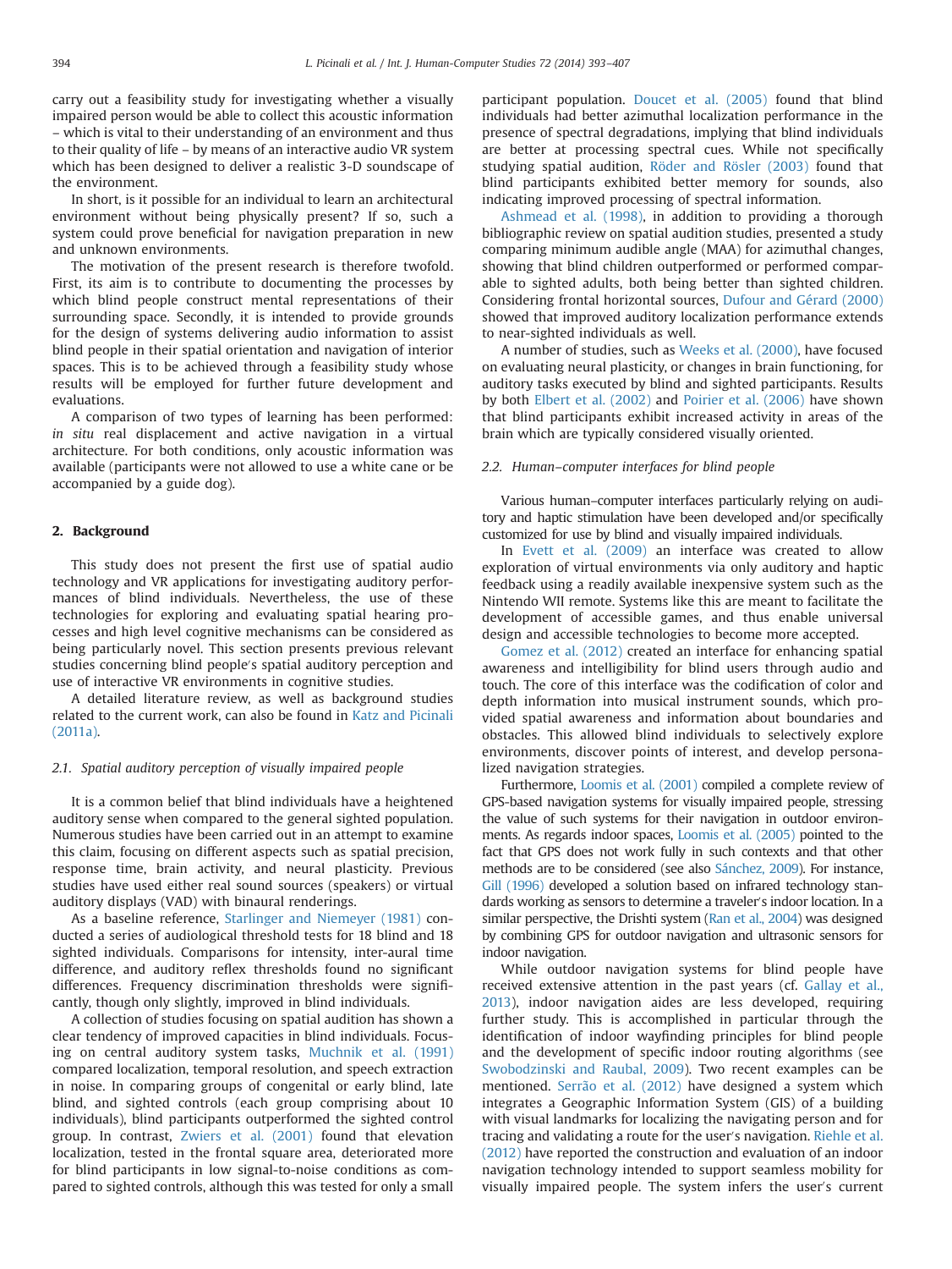carry out a feasibility study for investigating whether a visually impaired person would be able to collect this acoustic information – which is vital to their understanding of an environment and thus to their quality of life – by means of an interactive audio VR system which has been designed to deliver a realistic 3-D soundscape of the environment.

In short, is it possible for an individual to learn an architectural environment without being physically present? If so, such a system could prove beneficial for navigation preparation in new and unknown environments.

The motivation of the present research is therefore twofold. First, its aim is to contribute to documenting the processes by which blind people construct mental representations of their surrounding space. Secondly, it is intended to provide grounds for the design of systems delivering audio information to assist blind people in their spatial orientation and navigation of interior spaces. This is to be achieved through a feasibility study whose results will be employed for further future development and evaluations.

A comparison of two types of learning has been performed: *in situ* real displacement and active navigation in a virtual architecture. For both conditions, only acoustic information was available (participants were not allowed to use a white cane or be accompanied by a guide dog).

## 2. Background

This study does not present the first use of spatial audio technology and VR applications for investigating auditory performances of blind individuals. Nevertheless, the use of these technologies for exploring and evaluating spatial hearing processes and high level cognitive mechanisms can be considered as being particularly novel. This section presents previous relevant studies concerning blind people's spatial auditory perception and use of interactive VR environments in cognitive studies.

A detailed literature review, as well as background studies related to the current work, can also be found in Katz and Picinali (2011a).

### 2.1. Spatial auditory perception of visually impaired people

It is a common belief that blind individuals have a heightened auditory sense when compared to the general sighted population. Numerous studies have been carried out in an attempt to examine this claim, focusing on different aspects such as spatial precision, response time, brain activity, and neural plasticity. Previous studies have used either real sound sources (speakers) or virtual auditory displays (VAD) with binaural renderings.

As a baseline reference, Starlinger and Niemeyer (1981) conducted a series of audiological threshold tests for 18 blind and 18 sighted individuals. Comparisons for intensity, inter-aural time difference, and auditory reflex thresholds found no significant differences. Frequency discrimination thresholds were significantly, though only slightly, improved in blind individuals.

A collection of studies focusing on spatial audition has shown a clear tendency of improved capacities in blind individuals. Focusing on central auditory system tasks, Muchnik et al. (1991) compared localization, temporal resolution, and speech extraction in noise. In comparing groups of congenital or early blind, late blind, and sighted controls (each group comprising about 10 individuals), blind participants outperformed the sighted control group. In contrast, Zwiers et al. (2001) found that elevation localization, tested in the frontal square area, deteriorated more for blind participants in low signal-to-noise conditions as compared to sighted controls, although this was tested for only a small participant population. Doucet et al. (2005) found that blind individuals had better azimuthal localization performance in the presence of spectral degradations, implying that blind individuals are better at processing spectral cues. While not specifically studying spatial audition, Röder and Rösler (2003) found that blind participants exhibited better memory for sounds, also indicating improved processing of spectral information.

Ashmead et al. (1998), in addition to providing a thorough bibliographic review on spatial audition studies, presented a study comparing minimum audible angle (MAA) for azimuthal changes, showing that blind children outperformed or performed comparable to sighted adults, both being better than sighted children. Considering frontal horizontal sources, Dufour and Gérard (2000) showed that improved auditory localization performance extends to near-sighted individuals as well.

A number of studies, such as Weeks et al. (2000), have focused on evaluating neural plasticity, or changes in brain functioning, for auditory tasks executed by blind and sighted participants. Results by both Elbert et al. (2002) and Poirier et al. (2006) have shown that blind participants exhibit increased activity in areas of the brain which are typically considered visually oriented.

### 2.2. Human–computer interfaces for blind people

Various human–computer interfaces particularly relying on auditory and haptic stimulation have been developed and/or specifically customized for use by blind and visually impaired individuals.

In Evett et al. (2009) an interface was created to allow exploration of virtual environments via only auditory and haptic feedback using a readily available inexpensive system such as the Nintendo WII remote. Systems like this are meant to facilitate the development of accessible games, and thus enable universal design and accessible technologies to become more accepted.

Gomez et al. (2012) created an interface for enhancing spatial awareness and intelligibility for blind users through audio and touch. The core of this interface was the codification of color and depth information into musical instrument sounds, which provided spatial awareness and information about boundaries and obstacles. This allowed blind individuals to selectively explore environments, discover points of interest, and develop personalized navigation strategies.

Furthermore, Loomis et al. (2001) compiled a complete review of GPS-based navigation systems for visually impaired people, stressing the value of such systems for their navigation in outdoor environments. As regards indoor spaces, Loomis et al. (2005) pointed to the fact that GPS does not work fully in such contexts and that other methods are to be considered (see also Sánchez, 2009). For instance, Gill (1996) developed a solution based on infrared technology standards working as sensors to determine a traveler's indoor location. In a similar perspective, the Drishti system (Ran et al., 2004) was designed by combining GPS for outdoor navigation and ultrasonic sensors for indoor navigation.

While outdoor navigation systems for blind people have received extensive attention in the past years (cf. Gallay et al., 2013), indoor navigation aides are less developed, requiring further study. This is accomplished in particular through the identification of indoor wayfinding principles for blind people and the development of specific indoor routing algorithms (see Swobodzinski and Raubal, 2009). Two recent examples can be mentioned. Serrão et al. (2012) have designed a system which integrates a Geographic Information System (GIS) of a building with visual landmarks for localizing the navigating person and for tracing and validating a route for the user's navigation. Riehle et al. (2012) have reported the construction and evaluation of an indoor navigation technology intended to support seamless mobility for visually impaired people. The system infers the user's current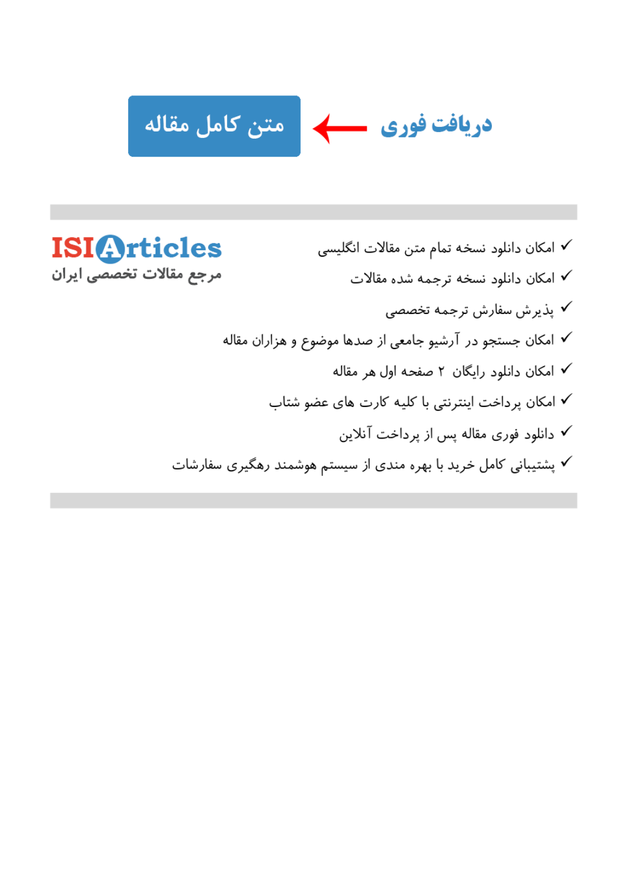**دریافت فوری** ← **متن کامل مقاله**

---

**ISIArticles**
مرجع مقالات تخصصی ایران

- ✓ امکان دانلود نسخه تمام متن مقالات انگلیسی
- ✓ امکان دانلود نسخه ترجمه شده مقالات
- ✓ پذیرش سفارش ترجمه تخصصی
- ✓ امکان جستجو در آرشیو جامعی از صدها موضوع و هزاران مقاله
- ✓ امکان دانلود رایگان ۲ صفحه اول هر مقاله
- ✓ امکان پرداخت اینترنتی با کلیه کارت های عضو شتاب
- ✓ دانلود فوری مقاله پس از پرداخت آنلاین
- ✓ پشتیبانی کامل خرید با بهره مندی از سیستم هوشمند رهگیری سفارشات

---